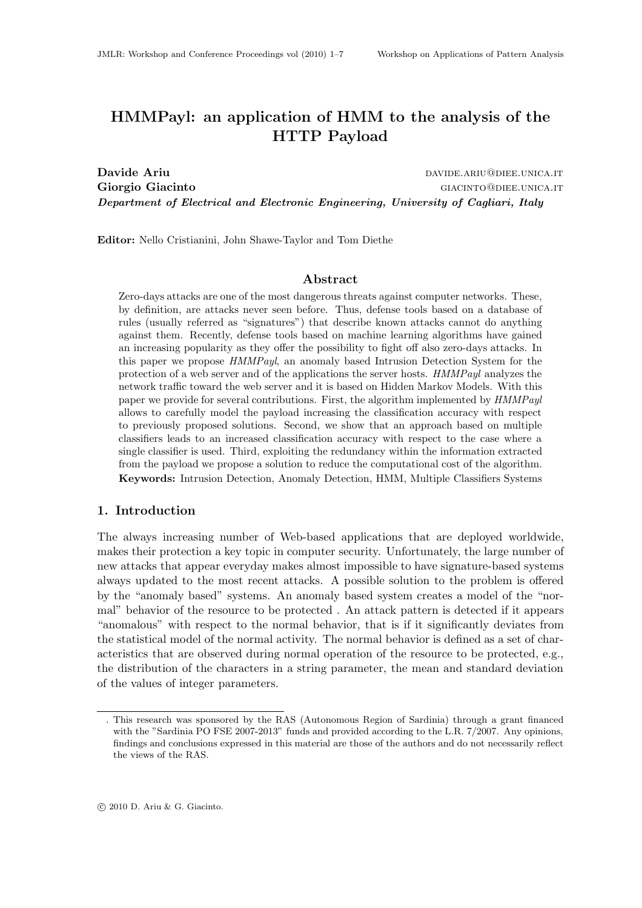# HMMPayl: an application of HMM to the analysis of the HTTP Payload

**Davide Ariu** davide.ariu@diee.unica.it
**Giorgio Giacinto** giacinto@diee.unica.it
***Department of Electrical and Electronic Engineering, University of Cagliari, Italy***

**Editor:** Nello Cristianini, John Shawe-Taylor and Tom Diethe

## Abstract

Zero-days attacks are one of the most dangerous threats against computer networks. These, by definition, are attacks never seen before. Thus, defense tools based on a database of rules (usually referred as "signatures") that describe known attacks cannot do anything against them. Recently, defense tools based on machine learning algorithms have gained an increasing popularity as they offer the possibility to fight off also zero-days attacks. In this paper we propose *HMMPayl*, an anomaly based Intrusion Detection System for the protection of a web server and of the applications the server hosts. *HMMPayl* analyzes the network traffic toward the web server and it is based on Hidden Markov Models. With this paper we provide for several contributions. First, the algorithm implemented by *HMMPayl* allows to carefully model the payload increasing the classification accuracy with respect to previously proposed solutions. Second, we show that an approach based on multiple classifiers leads to an increased classification accuracy with respect to the case where a single classifier is used. Third, exploiting the redundancy within the information extracted from the payload we propose a solution to reduce the computational cost of the algorithm.

**Keywords:** Intrusion Detection, Anomaly Detection, HMM, Multiple Classifiers Systems

## 1. Introduction

The always increasing number of Web-based applications that are deployed worldwide, makes their protection a key topic in computer security. Unfortunately, the large number of new attacks that appear everyday makes almost impossible to have signature-based systems always updated to the most recent attacks. A possible solution to the problem is offered by the "anomaly based" systems. An anomaly based system creates a model of the "normal" behavior of the resource to be protected . An attack pattern is detected if it appears "anomalous" with respect to the normal behavior, that is if it significantly deviates from the statistical model of the normal activity. The normal behavior is defined as a set of characteristics that are observed during normal operation of the resource to be protected, e.g., the distribution of the characters in a string parameter, the mean and standard deviation of the values of integer parameters.

. This research was sponsored by the RAS (Autonomous Region of Sardinia) through a grant financed with the "Sardinia PO FSE 2007-2013" funds and provided according to the L.R. 7/2007. Any opinions, findings and conclusions expressed in this material are those of the authors and do not necessarily reflect the views of the RAS.

© 2010 D. Ariu & G. Giacinto.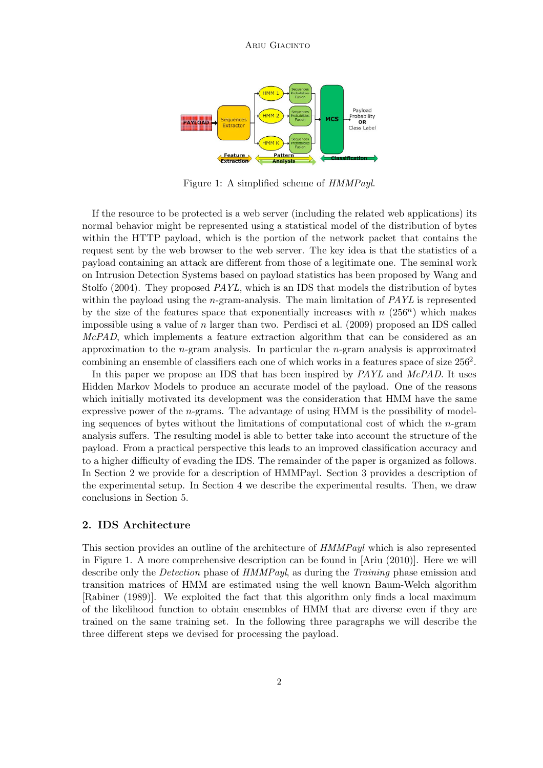Figure 1: A simplified scheme of *HMMPayl*.

If the resource to be protected is a web server (including the related web applications) its normal behavior might be represented using a statistical model of the distribution of bytes within the HTTP payload, which is the portion of the network packet that contains the request sent by the web browser to the web server. The key idea is that the statistics of a payload containing an attack are different from those of a legitimate one. The seminal work on Intrusion Detection Systems based on payload statistics has been proposed by Wang and Stolfo (2004). They proposed *PAYL*, which is an IDS that models the distribution of bytes within the payload using the $n$-gram-analysis. The main limitation of *PAYL* is represented by the size of the features space that exponentially increases with $n$ ($256^n$) which makes impossible using a value of $n$ larger than two. Perdisci et al. (2009) proposed an IDS called *McPAD*, which implements a feature extraction algorithm that can be considered as an approximation to the $n$-gram analysis. In particular the $n$-gram analysis is approximated combining an ensemble of classifiers each one of which works in a features space of size $256^2$.

In this paper we propose an IDS that has been inspired by *PAYL* and *McPAD*. It uses Hidden Markov Models to produce an accurate model of the payload. One of the reasons which initially motivated its development was the consideration that HMM have the same expressive power of the $n$-grams. The advantage of using HMM is the possibility of modeling sequences of bytes without the limitations of computational cost of which the $n$-gram analysis suffers. The resulting model is able to better take into account the structure of the payload. From a practical perspective this leads to an improved classification accuracy and to a higher difficulty of evading the IDS. The remainder of the paper is organized as follows. In Section 2 we provide for a description of HMMPayl. Section 3 provides a description of the experimental setup. In Section 4 we describe the experimental results. Then, we draw conclusions in Section 5.

## 2. IDS Architecture

This section provides an outline of the architecture of *HMMPayl* which is also represented in Figure 1. A more comprehensive description can be found in [Ariu (2010)]. Here we will describe only the *Detection* phase of *HMMPayl*, as during the *Training* phase emission and transition matrices of HMM are estimated using the well known Baum-Welch algorithm [Rabiner (1989)]. We exploited the fact that this algorithm only finds a local maximum of the likelihood function to obtain ensembles of HMM that are diverse even if they are trained on the same training set. In the following three paragraphs we will describe the three different steps we devised for processing the payload.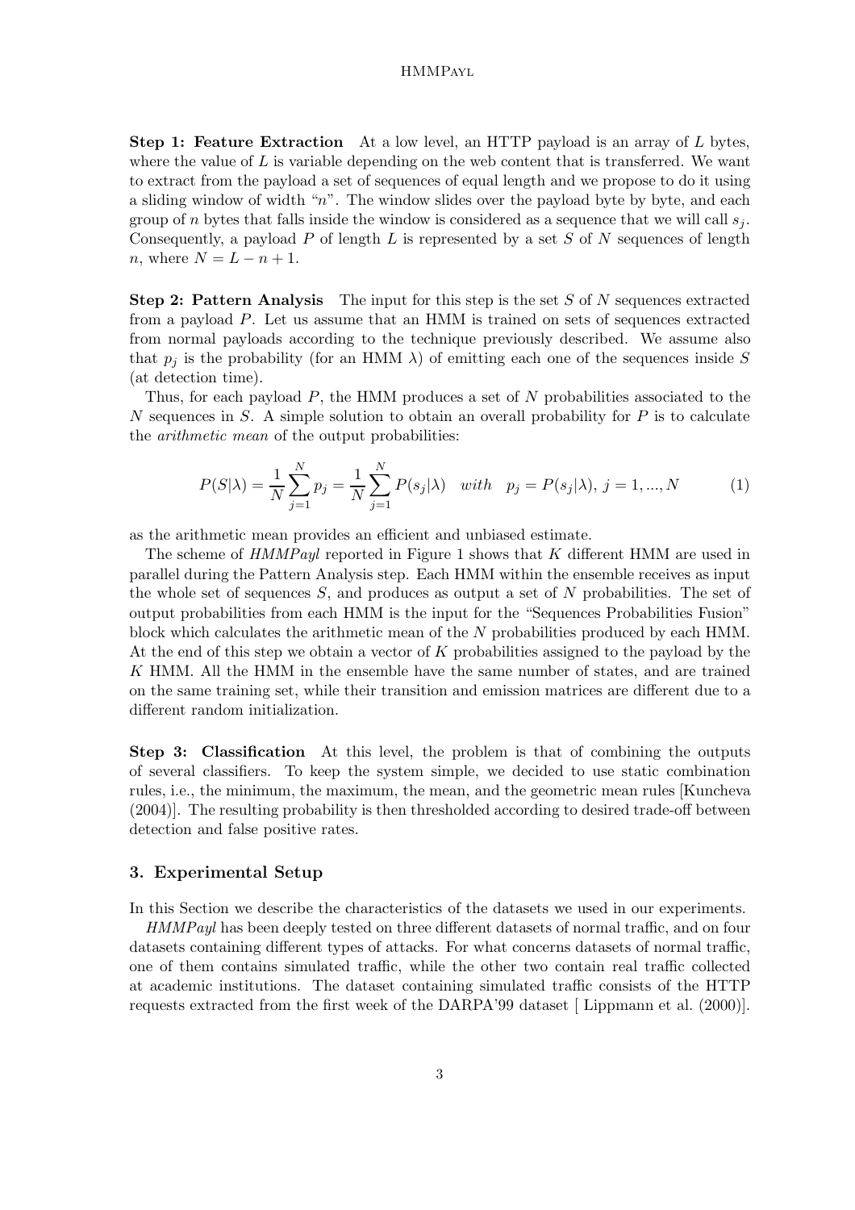**Step 1: Feature Extraction** At a low level, an HTTP payload is an array of $L$ bytes, where the value of $L$ is variable depending on the web content that is transferred. We want to extract from the payload a set of sequences of equal length and we propose to do it using a sliding window of width "$n$". The window slides over the payload byte by byte, and each group of $n$ bytes that falls inside the window is considered as a sequence that we will call $s_j$. Consequently, a payload $P$ of length $L$ is represented by a set $S$ of $N$ sequences of length $n$, where $N = L - n + 1$.

**Step 2: Pattern Analysis** The input for this step is the set $S$ of $N$ sequences extracted from a payload $P$. Let us assume that an HMM is trained on sets of sequences extracted from normal payloads according to the technique previously described. We assume also that $p_j$ is the probability (for an HMM $\lambda$) of emitting each one of the sequences inside $S$ (at detection time).

Thus, for each payload $P$, the HMM produces a set of $N$ probabilities associated to the $N$ sequences in $S$. A simple solution to obtain an overall probability for $P$ is to calculate the *arithmetic mean* of the output probabilities:

$$P(S|\lambda) = \frac{1}{N}\sum_{j=1}^{N} p_j = \frac{1}{N}\sum_{j=1}^{N} P(s_j|\lambda) \quad with \quad p_j = P(s_j|\lambda),\ j = 1, ..., N \tag{1}$$

as the arithmetic mean provides an efficient and unbiased estimate.

The scheme of *HMMPayl* reported in Figure 1 shows that $K$ different HMM are used in parallel during the Pattern Analysis step. Each HMM within the ensemble receives as input the whole set of sequences $S$, and produces as output a set of $N$ probabilities. The set of output probabilities from each HMM is the input for the "Sequences Probabilities Fusion" block which calculates the arithmetic mean of the $N$ probabilities produced by each HMM. At the end of this step we obtain a vector of $K$ probabilities assigned to the payload by the $K$ HMM. All the HMM in the ensemble have the same number of states, and are trained on the same training set, while their transition and emission matrices are different due to a different random initialization.

**Step 3: Classification** At this level, the problem is that of combining the outputs of several classifiers. To keep the system simple, we decided to use static combination rules, i.e., the minimum, the maximum, the mean, and the geometric mean rules [Kuncheva (2004)]. The resulting probability is then thresholded according to desired trade-off between detection and false positive rates.

### 3. Experimental Setup

In this Section we describe the characteristics of the datasets we used in our experiments.

*HMMPayl* has been deeply tested on three different datasets of normal traffic, and on four datasets containing different types of attacks. For what concerns datasets of normal traffic, one of them contains simulated traffic, while the other two contain real traffic collected at academic institutions. The dataset containing simulated traffic consists of the HTTP requests extracted from the first week of the DARPA'99 dataset [ Lippmann et al. (2000)].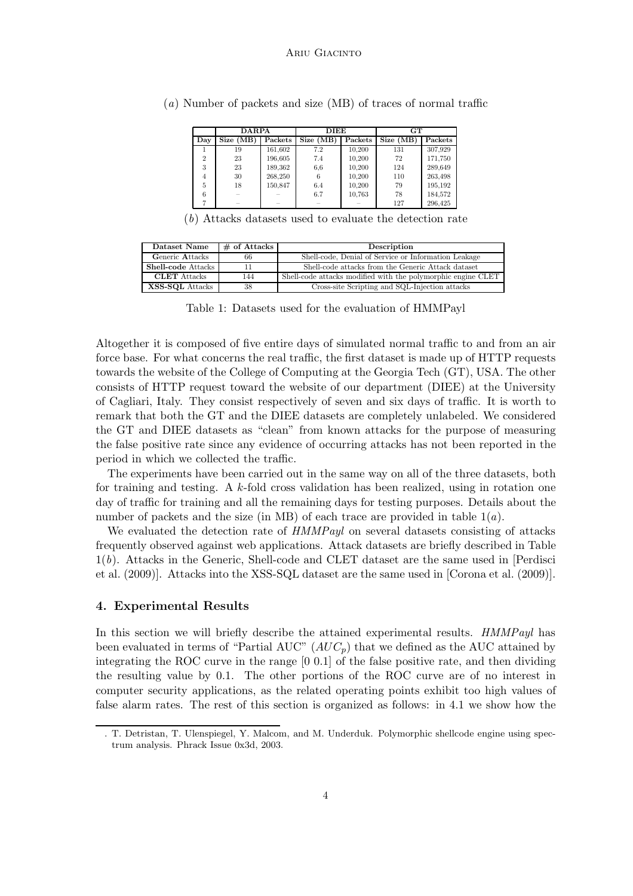($a$) Number of packets and size (MB) of traces of normal traffic

| | **DARPA** | | **DIEE** | | **GT** | |
|---|---|---|---|---|---|---|
| **Day** | **Size (MB)** | **Packets** | **Size (MB)** | **Packets** | **Size (MB)** | **Packets** |
| 1 | 19 | 161,602 | 7.2 | 10,200 | 131 | 307,929 |
| 2 | 23 | 196,605 | 7.4 | 10,200 | 72 | 171,750 |
| 3 | 23 | 189,362 | 6,6 | 10,200 | 124 | 289,649 |
| 4 | 30 | 268,250 | 6 | 10,200 | 110 | 263,498 |
| 5 | 18 | 150,847 | 6.4 | 10,200 | 79 | 195,192 |
| 6 | – | – | 6.7 | 10,763 | 78 | 184,572 |
| 7 | – | – | – | – | 127 | 296,425 |

($b$) Attacks datasets used to evaluate the detection rate

| **Dataset Name** | **# of Attacks** | **Description** |
|---|---|---|
| **G**eneric **A**ttacks | 66 | Shell-code, Denial of Service or Information Leakage |
| **Shell-code** Attacks | 11 | Shell-code attacks from the Generic Attack dataset |
| **CLET** Attacks | 144 | Shell-code attacks modified with the polymorphic engine CLET |
| **XSS-SQL** Attacks | 38 | Cross-site Scripting and SQL-Injection attacks |

Table 1: Datasets used for the evaluation of HMMPayl

Altogether it is composed of five entire days of simulated normal traffic to and from an air force base. For what concerns the real traffic, the first dataset is made up of HTTP requests towards the website of the College of Computing at the Georgia Tech (GT), USA. The other consists of HTTP request toward the website of our department (DIEE) at the University of Cagliari, Italy. They consist respectively of seven and six days of traffic. It is worth to remark that both the GT and the DIEE datasets are completely unlabeled. We considered the GT and DIEE datasets as "clean" from known attacks for the purpose of measuring the false positive rate since any evidence of occurring attacks has not been reported in the period in which we collected the traffic.

The experiments have been carried out in the same way on all of the three datasets, both for training and testing. A $k$-fold cross validation has been realized, using in rotation one day of traffic for training and all the remaining days for testing purposes. Details about the number of packets and the size (in MB) of each trace are provided in table 1($a$).

We evaluated the detection rate of *HMMPayl* on several datasets consisting of attacks frequently observed against web applications. Attack datasets are briefly described in Table 1($b$). Attacks in the Generic, Shell-code and CLET dataset are the same used in [Perdisci et al. (2009)]. Attacks into the XSS-SQL dataset are the same used in [Corona et al. (2009)].

## 4. Experimental Results

In this section we will briefly describe the attained experimental results. *HMMPayl* has been evaluated in terms of "Partial AUC" ($AUC_p$) that we defined as the AUC attained by integrating the ROC curve in the range [0 0.1] of the false positive rate, and then dividing the resulting value by 0.1. The other portions of the ROC curve are of no interest in computer security applications, as the related operating points exhibit too high values of false alarm rates. The rest of this section is organized as follows: in 4.1 we show how the

. T. Detristan, T. Ulenspiegel, Y. Malcom, and M. Underduk. Polymorphic shellcode engine using spectrum analysis. Phrack Issue 0x3d, 2003.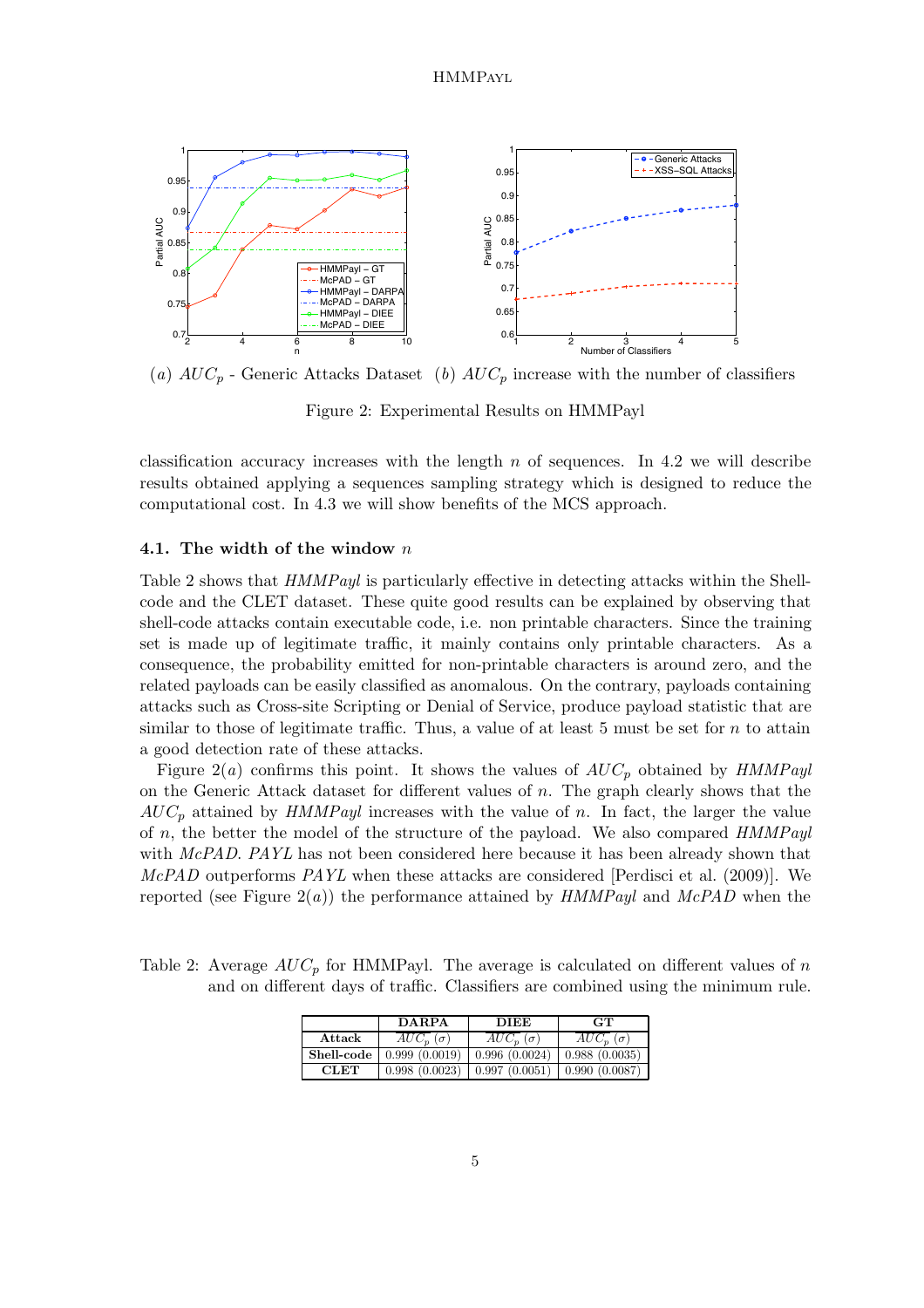(a) $AUC_p$ - Generic Attacks Dataset (b) $AUC_p$ increase with the number of classifiers

Figure 2: Experimental Results on HMMPayl

classification accuracy increases with the length $n$ of sequences. In 4.2 we will describe results obtained applying a sequences sampling strategy which is designed to reduce the computational cost. In 4.3 we will show benefits of the MCS approach.

### 4.1. The width of the window $n$

Table 2 shows that *HMMPayl* is particularly effective in detecting attacks within the Shell-code and the CLET dataset. These quite good results can be explained by observing that shell-code attacks contain executable code, i.e. non printable characters. Since the training set is made up of legitimate traffic, it mainly contains only printable characters. As a consequence, the probability estimated for non-printable characters is around zero, and the related payloads can be easily classified as anomalous. On the contrary, payloads containing attacks such as Cross-site Scripting or Denial of Service, produce payload statistic that are similar to those of legitimate traffic. Thus, a value of at least 5 must be set for $n$ to attain a good detection rate of these attacks.

Figure 2$(a)$ confirms this point. It shows the values of $AUC_p$ obtained by *HMMPayl* on the Generic Attack dataset for different values of $n$. The graph clearly shows that the $AUC_p$ attained by *HMMPayl* increases with the value of $n$. In fact, the larger the value of $n$, the better the model of the structure of the payload. We also compared *HMMPayl* with *McPAD*. *PAYL* has not been considered here because it has been already shown that *McPAD* outperforms *PAYL* when these attacks are considered [Perdisci et al. (2009)]. We reported (see Figure 2$(a)$) the performance attained by *HMMPayl* and *McPAD* when the

Table 2: Average $AUC_p$ for HMMPayl. The average is calculated on different values of $n$ and on different days of traffic. Classifiers are combined using the minimum rule.

| | **DARPA** | **DIEE** | **GT** |
|---|---|---|---|
| **Attack** | $\overline{AUC_p}$ $(\sigma)$ | $\overline{AUC_p}$ $(\sigma)$ | $\overline{AUC_p}$ $(\sigma)$ |
| **Shell-code** | 0.999 (0.0019) | 0.996 (0.0024) | 0.988 (0.0035) |
| **CLET** | 0.998 (0.0023) | 0.997 (0.0051) | 0.990 (0.0087) |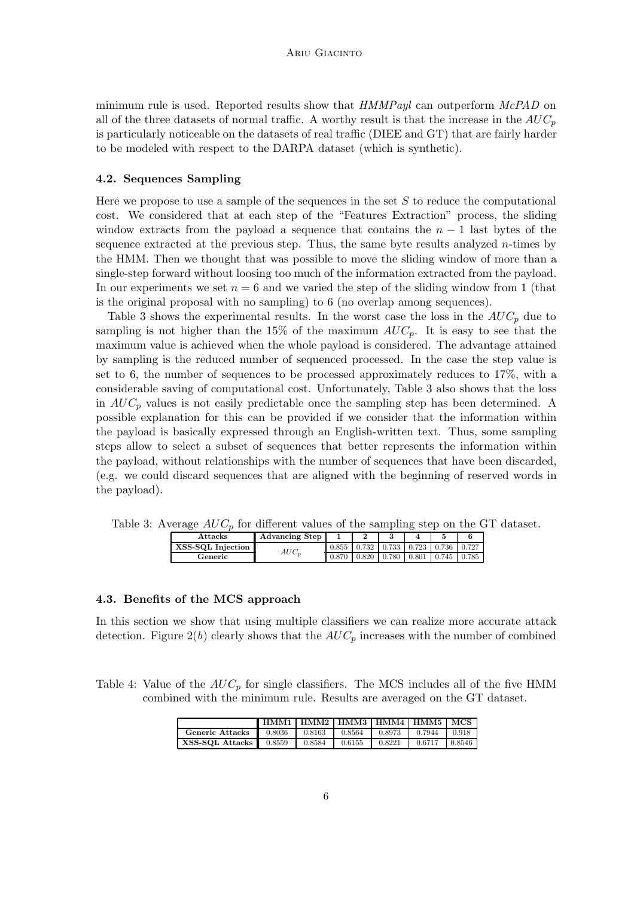minimum rule is used. Reported results show that *HMMPayl* can outperform *McPAD* on all of the three datasets of normal traffic. A worthy result is that the increase in the $AUC_p$ is particularly noticeable on the datasets of real traffic (DIEE and GT) that are fairly harder to be modeled with respect to the DARPA dataset (which is synthetic).

### 4.2. Sequences Sampling

Here we propose to use a sample of the sequences in the set $S$ to reduce the computational cost. We considered that at each step of the "Features Extraction" process, the sliding window extracts from the payload a sequence that contains the $n-1$ last bytes of the sequence extracted at the previous step. Thus, the same byte results analyzed $n$-times by the HMM. Then we thought that was possible to move the sliding window of more than a single-step forward without loosing too much of the information extracted from the payload. In our experiments we set $n = 6$ and we varied the step of the sliding window from 1 (that is the original proposal with no sampling) to 6 (no overlap among sequences).

Table 3 shows the experimental results. In the worst case the loss in the $AUC_p$ due to sampling is not higher than the 15% of the maximum $AUC_p$. It is easy to see that the maximum value is achieved when the whole payload is considered. The advantage attained by sampling is the reduced number of sequenced processed. In the case the step value is set to 6, the number of sequences to be processed approximately reduces to 17%, with a considerable saving of computational cost. Unfortunately, Table 3 also shows that the loss in $AUC_p$ values is not easily predictable once the sampling step has been determined. A possible explanation for this can be provided if we consider that the information within the payload is basically expressed through an English-written text. Thus, some sampling steps allow to select a subset of sequences that better represents the information within the payload, without relationships with the number of sequences that have been discarded, (e.g. we could discard sequences that are aligned with the beginning of reserved words in the payload).

Table 3: Average $AUC_p$ for different values of the sampling step on the GT dataset.

| **Attacks** | **Advancing Step** | **1** | **2** | **3** | **4** | **5** | **6** |
|---|---|---|---|---|---|---|---|
| **XSS-SQL Injection** | $AUC_p$ | 0.855 | 0.732 | 0.733 | 0.723 | 0.736 | 0.727 |
| **Generic** | | 0.870 | 0.820 | 0.780 | 0.801 | 0.745 | 0.785 |

### 4.3. Benefits of the MCS approach

In this section we show that using multiple classifiers we can realize more accurate attack detection. Figure 2$(b)$ clearly shows that the $AUC_p$ increases with the number of combined

Table 4: Value of the $AUC_p$ for single classifiers. The MCS includes all of the five HMM combined with the minimum rule. Results are averaged on the GT dataset.

| | **HMM1** | **HMM2** | **HMM3** | **HMM4** | **HMM5** | **MCS** |
|---|---|---|---|---|---|---|
| **Generic Attacks** | 0.8036 | 0.8163 | 0.8564 | 0.8973 | 0.7944 | 0.918 |
| **XSS-SQL Attacks** | 0.8559 | 0.8584 | 0.6155 | 0.8221 | 0.6717 | 0.8546 |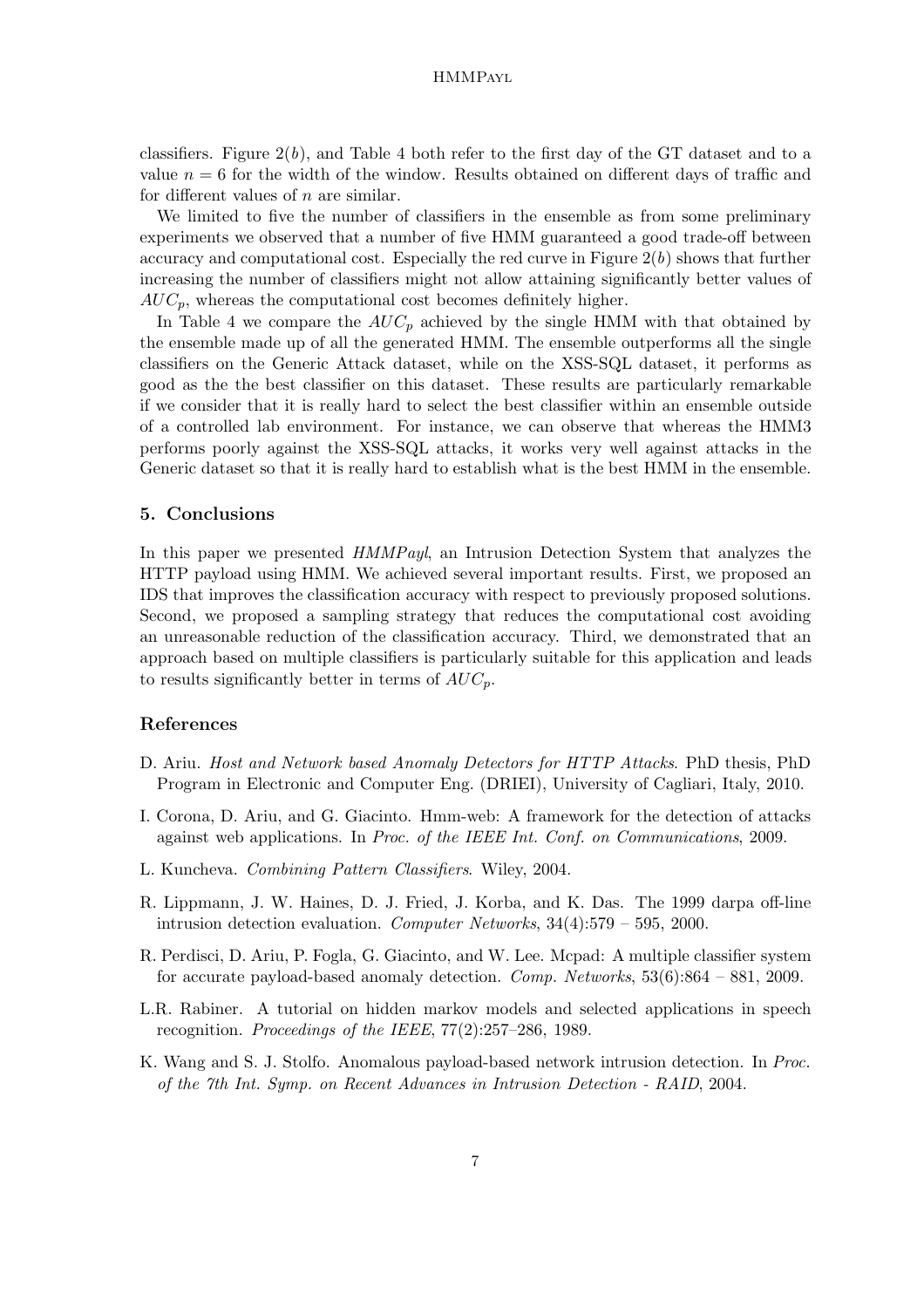classifiers. Figure 2($b$), and Table 4 both refer to the first day of the GT dataset and to a value $n = 6$ for the width of the window. Results obtained on different days of traffic and for different values of $n$ are similar.

We limited to five the number of classifiers in the ensemble as from some preliminary experiments we observed that a number of five HMM guaranteed a good trade-off between accuracy and computational cost. Especially the red curve in Figure 2($b$) shows that further increasing the number of classifiers might not allow attaining significantly better values of $AUC_p$, whereas the computational cost becomes definitely higher.

In Table 4 we compare the $AUC_p$ achieved by the single HMM with that obtained by the ensemble made up of all the generated HMM. The ensemble outperforms all the single classifiers on the Generic Attack dataset, while on the XSS-SQL dataset, it performs as good as the the best classifier on this dataset. These results are particularly remarkable if we consider that it is really hard to select the best classifier within an ensemble outside of a controlled lab environment. For instance, we can observe that whereas the HMM3 performs poorly against the XSS-SQL attacks, it works very well against attacks in the Generic dataset so that it is really hard to establish what is the best HMM in the ensemble.

## 5. Conclusions

In this paper we presented *HMMPayl*, an Intrusion Detection System that analyzes the HTTP payload using HMM. We achieved several important results. First, we proposed an IDS that improves the classification accuracy with respect to previously proposed solutions. Second, we proposed a sampling strategy that reduces the computational cost avoiding an unreasonable reduction of the classification accuracy. Third, we demonstrated that an approach based on multiple classifiers is particularly suitable for this application and leads to results significantly better in terms of $AUC_p$.

## References

D. Ariu. *Host and Network based Anomaly Detectors for HTTP Attacks*. PhD thesis, PhD Program in Electronic and Computer Eng. (DRIEI), University of Cagliari, Italy, 2010.

I. Corona, D. Ariu, and G. Giacinto. Hmm-web: A framework for the detection of attacks against web applications. In *Proc. of the IEEE Int. Conf. on Communications*, 2009.

L. Kuncheva. *Combining Pattern Classifiers*. Wiley, 2004.

R. Lippmann, J. W. Haines, D. J. Fried, J. Korba, and K. Das. The 1999 darpa off-line intrusion detection evaluation. *Computer Networks*, 34(4):579 – 595, 2000.

R. Perdisci, D. Ariu, P. Fogla, G. Giacinto, and W. Lee. Mcpad: A multiple classifier system for accurate payload-based anomaly detection. *Comp. Networks*, 53(6):864 – 881, 2009.

L.R. Rabiner. A tutorial on hidden markov models and selected applications in speech recognition. *Proceedings of the IEEE*, 77(2):257–286, 1989.

K. Wang and S. J. Stolfo. Anomalous payload-based network intrusion detection. In *Proc. of the 7th Int. Symp. on Recent Advances in Intrusion Detection - RAID*, 2004.